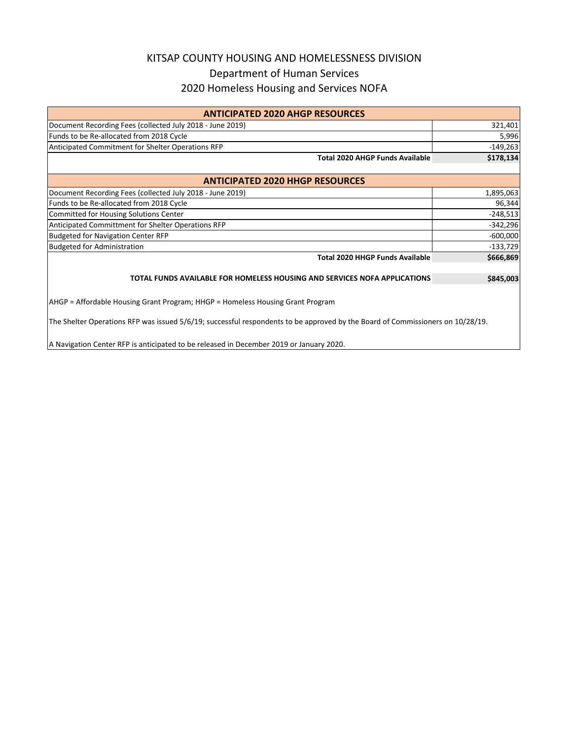# KITSAP COUNTY HOUSING AND HOMELESSNESS DIVISION

## Department of Human Services

## 2020 Homeless Housing and Services NOFA

| ANTICIPATED 2020 AHGP RESOURCES | |
|---|---|
| Document Recording Fees (collected July 2018 - June 2019) | 321,401 |
| Funds to be Re-allocated from 2018 Cycle | 5,996 |
| Anticipated Commitment for Shelter Operations RFP | -149,263 |
| **Total 2020 AHGP Funds Available** | **$178,134** |

| ANTICIPATED 2020 HHGP RESOURCES | |
|---|---|
| Document Recording Fees (collected July 2018 - June 2019) | 1,895,063 |
| Funds to be Re-allocated from 2018 Cycle | 96,344 |
| Committed for Housing Solutions Center | -248,513 |
| Anticipated Committment for Shelter Operations RFP | -342,296 |
| Budgeted for Navigation Center RFP | -600,000 |
| Budgeted for Administration | -133,729 |
| **Total 2020 HHGP Funds Available** | **$666,869** |
| **TOTAL FUNDS AVAILABLE FOR HOMELESS HOUSING AND SERVICES NOFA APPLICATIONS** | **$845,003** |

AHGP = Affordable Housing Grant Program; HHGP = Homeless Housing Grant Program

The Shelter Operations RFP was issued 5/6/19; successful respondents to be approved by the Board of Commissioners on 10/28/19.

A Navigation Center RFP is anticipated to be released in December 2019 or January 2020.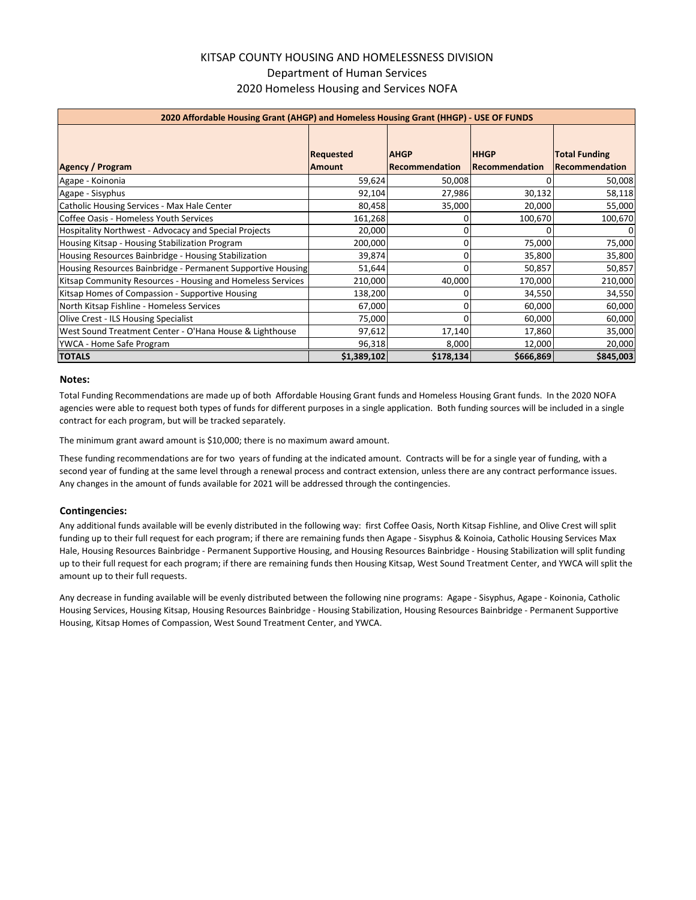KITSAP COUNTY HOUSING AND HOMELESSNESS DIVISION
Department of Human Services
2020 Homeless Housing and Services NOFA

| 2020 Affordable Housing Grant (AHGP) and Homeless Housing Grant (HHGP) - USE OF FUNDS | | | | |
|---|---|---|---|---|
| **Agency / Program** | **Requested Amount** | **AHGP Recommendation** | **HHGP Recommendation** | **Total Funding Recommendation** |
| Agape - Koinonia | 59,624 | 50,008 | 0 | 50,008 |
| Agape - Sisyphus | 92,104 | 27,986 | 30,132 | 58,118 |
| Catholic Housing Services - Max Hale Center | 80,458 | 35,000 | 20,000 | 55,000 |
| Coffee Oasis - Homeless Youth Services | 161,268 | 0 | 100,670 | 100,670 |
| Hospitality Northwest - Advocacy and Special Projects | 20,000 | 0 | 0 | 0 |
| Housing Kitsap - Housing Stabilization Program | 200,000 | 0 | 75,000 | 75,000 |
| Housing Resources Bainbridge - Housing Stabilization | 39,874 | 0 | 35,800 | 35,800 |
| Housing Resources Bainbridge - Permanent Supportive Housing | 51,644 | 0 | 50,857 | 50,857 |
| Kitsap Community Resources - Housing and Homeless Services | 210,000 | 40,000 | 170,000 | 210,000 |
| Kitsap Homes of Compassion - Supportive Housing | 138,200 | 0 | 34,550 | 34,550 |
| North Kitsap Fishline - Homeless Services | 67,000 | 0 | 60,000 | 60,000 |
| Olive Crest - ILS Housing Specialist | 75,000 | 0 | 60,000 | 60,000 |
| West Sound Treatment Center - O'Hana House & Lighthouse | 97,612 | 17,140 | 17,860 | 35,000 |
| YWCA - Home Safe Program | 96,318 | 8,000 | 12,000 | 20,000 |
| **TOTALS** | **$1,389,102** | **$178,134** | **$666,869** | **$845,003** |

**Notes:**

Total Funding Recommendations are made up of both Affordable Housing Grant funds and Homeless Housing Grant funds. In the 2020 NOFA agencies were able to request both types of funds for different purposes in a single application. Both funding sources will be included in a single contract for each program, but will be tracked separately.

The minimum grant award amount is $10,000; there is no maximum award amount.

These funding recommendations are for two years of funding at the indicated amount. Contracts will be for a single year of funding, with a second year of funding at the same level through a renewal process and contract extension, unless there are any contract performance issues. Any changes in the amount of funds available for 2021 will be addressed through the contingencies.

**Contingencies:**

Any additional funds available will be evenly distributed in the following way: first Coffee Oasis, North Kitsap Fishline, and Olive Crest will split funding up to their full request for each program; if there are remaining funds then Agape - Sisyphus & Koinoia, Catholic Housing Services Max Hale, Housing Resources Bainbridge - Permanent Supportive Housing, and Housing Resources Bainbridge - Housing Stabilization will split funding up to their full request for each program; if there are remaining funds then Housing Kitsap, West Sound Treatment Center, and YWCA will split the amount up to their full requests.

Any decrease in funding available will be evenly distributed between the following nine programs: Agape - Sisyphus, Agape - Koinonia, Catholic Housing Services, Housing Kitsap, Housing Resources Bainbridge - Housing Stabilization, Housing Resources Bainbridge - Permanent Supportive Housing, Kitsap Homes of Compassion, West Sound Treatment Center, and YWCA.